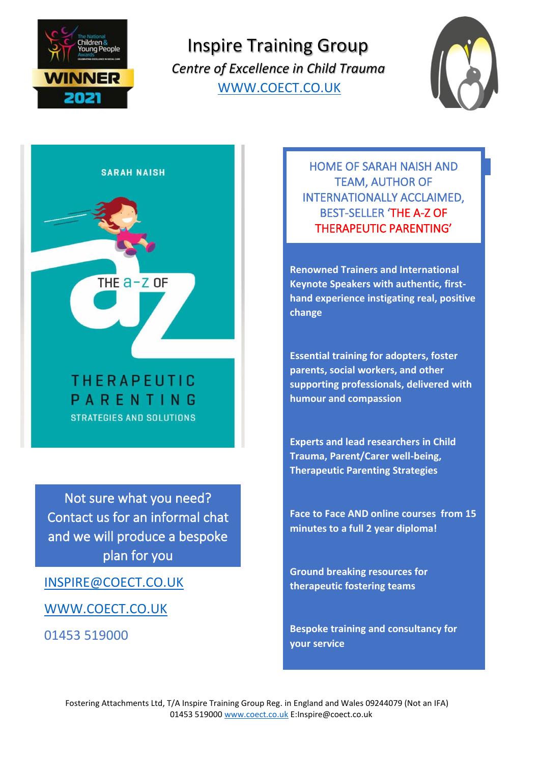# Inspire Training Group

*Centre of Excellence in Child Trauma*

WWW.COECT.CO.UK

SARAH NAISH

THE a-z OF

THERAPEUTIC PARENTING

STRATEGIES AND SOLUTIONS

Not sure what you need? Contact us for an informal chat and we will produce a bespoke plan for you

INSPIRE@COECT.CO.UK

WWW.COECT.CO.UK

01453 519000

HOME OF SARAH NAISH AND TEAM, AUTHOR OF INTERNATIONALLY ACCLAIMED, BEST-SELLER 'THE A-Z OF THERAPEUTIC PARENTING'

**Renowned Trainers and International Keynote Speakers with authentic, first-hand experience instigating real, positive change**

**Essential training for adopters, foster parents, social workers, and other supporting professionals, delivered with humour and compassion**

**Experts and lead researchers in Child Trauma, Parent/Carer well-being, Therapeutic Parenting Strategies**

**Face to Face AND online courses from 15 minutes to a full 2 year diploma!**

**Ground breaking resources for therapeutic fostering teams**

**Bespoke training and consultancy for your service**

Fostering Attachments Ltd, T/A Inspire Training Group Reg. in England and Wales 09244079 (Not an IFA)
01453 519000 www.coect.co.uk E:Inspire@coect.co.uk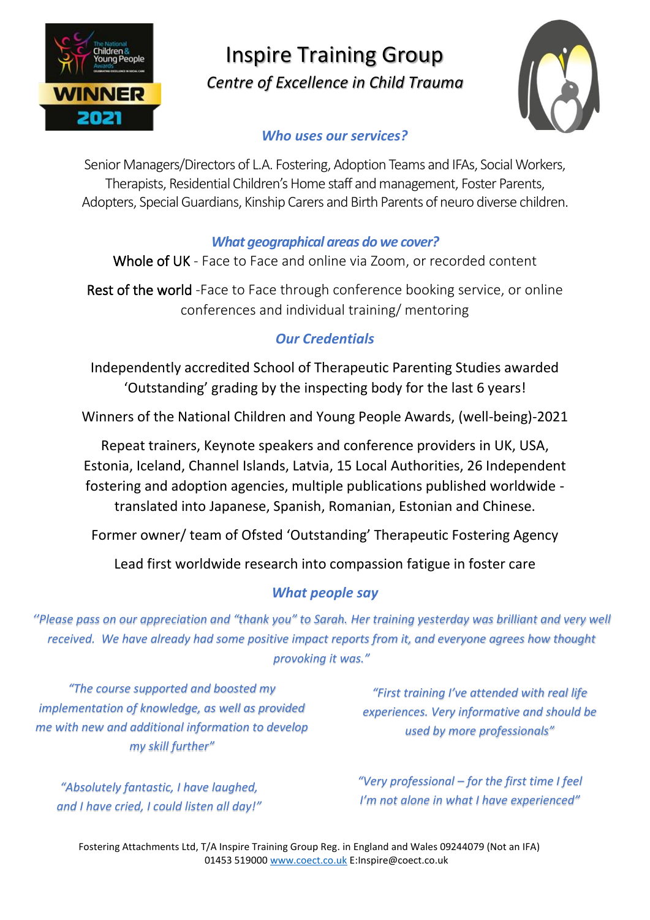# Inspire Training Group

*Centre of Excellence in Child Trauma*

### *Who uses our services?*

Senior Managers/Directors of L.A. Fostering, Adoption Teams and IFAs, Social Workers, Therapists, Residential Children's Home staff and management, Foster Parents, Adopters, Special Guardians, Kinship Carers and Birth Parents of neuro diverse children.

### *What geographical areas do we cover?*

Whole of UK - Face to Face and online via Zoom, or recorded content

Rest of the world -Face to Face through conference booking service, or online conferences and individual training/ mentoring

### *Our Credentials*

Independently accredited School of Therapeutic Parenting Studies awarded 'Outstanding' grading by the inspecting body for the last 6 years!

Winners of the National Children and Young People Awards, (well-being)-2021

Repeat trainers, Keynote speakers and conference providers in UK, USA, Estonia, Iceland, Channel Islands, Latvia, 15 Local Authorities, 26 Independent fostering and adoption agencies, multiple publications published worldwide - translated into Japanese, Spanish, Romanian, Estonian and Chinese.

Former owner/ team of Ofsted 'Outstanding' Therapeutic Fostering Agency

Lead first worldwide research into compassion fatigue in foster care

### *What people say*

*''Please pass on our appreciation and "thank you" to Sarah. Her training yesterday was brilliant and very well received. We have already had some positive impact reports from it, and everyone agrees how thought provoking it was."*

*"The course supported and boosted my implementation of knowledge, as well as provided me with new and additional information to develop my skill further"*

*"First training I've attended with real life experiences. Very informative and should be used by more professionals"*

*"Absolutely fantastic, I have laughed, and I have cried, I could listen all day!"*

*"Very professional – for the first time I feel I'm not alone in what I have experienced"*

Fostering Attachments Ltd, T/A Inspire Training Group Reg. in England and Wales 09244079 (Not an IFA)
01453 519000 www.coect.co.uk E:Inspire@coect.co.uk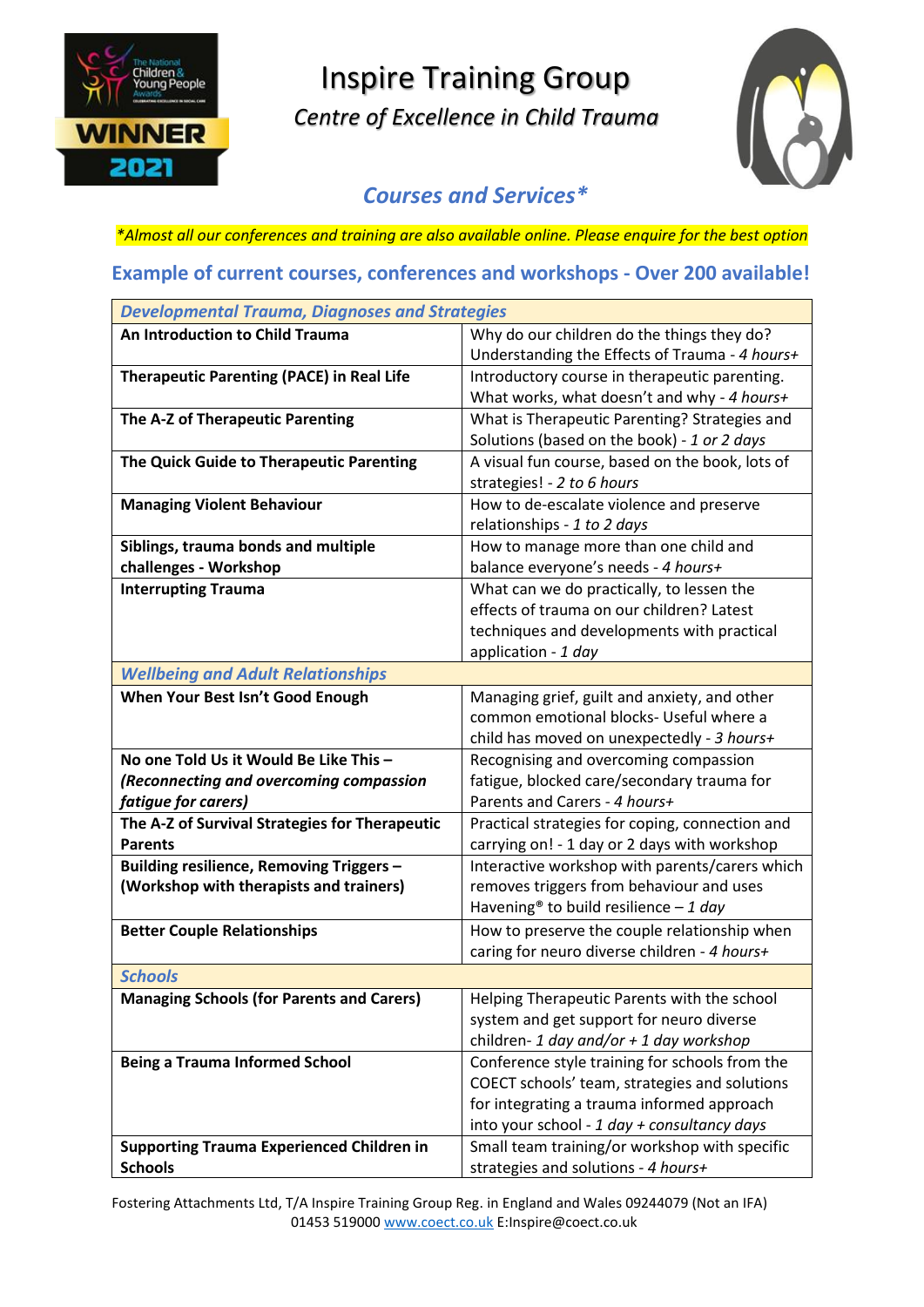# Inspire Training Group

*Centre of Excellence in Child Trauma*

## *Courses and Services**

**Almost all our conferences and training are also available online. Please enquire for the best option*

## Example of current courses, conferences and workshops - Over 200 available!

| ***Developmental Trauma, Diagnoses and Strategies*** | |
|---|---|
| **An Introduction to Child Trauma** | Why do our children do the things they do? Understanding the Effects of Trauma - *4 hours+* |
| **Therapeutic Parenting (PACE) in Real Life** | Introductory course in therapeutic parenting. What works, what doesn't and why - *4 hours+* |
| **The A-Z of Therapeutic Parenting** | What is Therapeutic Parenting? Strategies and Solutions (based on the book) - *1 or 2 days* |
| **The Quick Guide to Therapeutic Parenting** | A visual fun course, based on the book, lots of strategies! - *2 to 6 hours* |
| **Managing Violent Behaviour** | How to de-escalate violence and preserve relationships - *1 to 2 days* |
| **Siblings, trauma bonds and multiple challenges - Workshop** | How to manage more than one child and balance everyone's needs - *4 hours+* |
| **Interrupting Trauma** | What can we do practically, to lessen the effects of trauma on our children? Latest techniques and developments with practical application - *1 day* |
| ***Wellbeing and Adult Relationships*** | |
| **When Your Best Isn't Good Enough** | Managing grief, guilt and anxiety, and other common emotional blocks- Useful where a child has moved on unexpectedly - *3 hours+* |
| **No one Told Us it Would Be Like This – *(Reconnecting and overcoming compassion fatigue for carers)*** | Recognising and overcoming compassion fatigue, blocked care/secondary trauma for Parents and Carers - *4 hours+* |
| **The A-Z of Survival Strategies for Therapeutic Parents** | Practical strategies for coping, connection and carrying on! - 1 day or 2 days with workshop |
| **Building resilience, Removing Triggers – (Workshop with therapists and trainers)** | Interactive workshop with parents/carers which removes triggers from behaviour and uses Havening® to build resilience – *1 day* |
| **Better Couple Relationships** | How to preserve the couple relationship when caring for neuro diverse children - *4 hours+* |
| ***Schools*** | |
| **Managing Schools (for Parents and Carers)** | Helping Therapeutic Parents with the school system and get support for neuro diverse children- *1 day and/or + 1 day workshop* |
| **Being a Trauma Informed School** | Conference style training for schools from the COECT schools' team, strategies and solutions for integrating a trauma informed approach into your school - *1 day + consultancy days* |
| **Supporting Trauma Experienced Children in Schools** | Small team training/or workshop with specific strategies and solutions - *4 hours+* |

Fostering Attachments Ltd, T/A Inspire Training Group Reg. in England and Wales 09244079 (Not an IFA)
01453 519000 www.coect.co.uk E:Inspire@coect.co.uk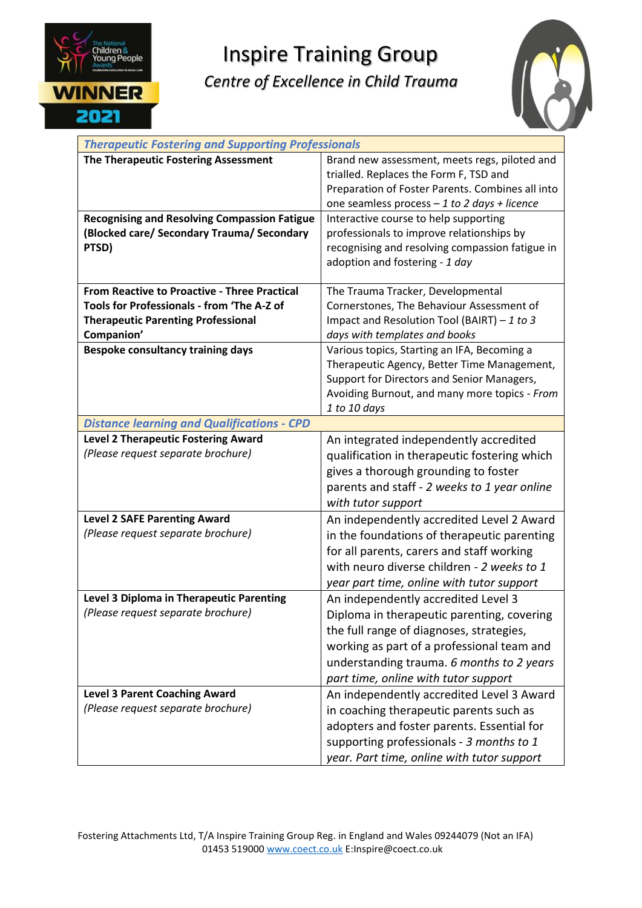# Inspire Training Group

*Centre of Excellence in Child Trauma*

| ***Therapeutic Fostering and Supporting Professionals*** | |
|---|---|
| **The Therapeutic Fostering Assessment** | Brand new assessment, meets regs, piloted and trialled. Replaces the Form F, TSD and Preparation of Foster Parents. Combines all into one seamless process – *1 to 2 days + licence* |
| **Recognising and Resolving Compassion Fatigue (Blocked care/ Secondary Trauma/ Secondary PTSD)** | Interactive course to help supporting professionals to improve relationships by recognising and resolving compassion fatigue in adoption and fostering - *1 day* |
| **From Reactive to Proactive - Three Practical Tools for Professionals - from 'The A-Z of Therapeutic Parenting Professional Companion'** | The Trauma Tracker, Developmental Cornerstones, The Behaviour Assessment of Impact and Resolution Tool (BAIRT) – *1 to 3 days with templates and books* |
| **Bespoke consultancy training days** | Various topics, Starting an IFA, Becoming a Therapeutic Agency, Better Time Management, Support for Directors and Senior Managers, Avoiding Burnout, and many more topics - *From 1 to 10 days* |
| ***Distance learning and Qualifications - CPD*** | |
| **Level 2 Therapeutic Fostering Award** *(Please request separate brochure)* | An integrated independently accredited qualification in therapeutic fostering which gives a thorough grounding to foster parents and staff - *2 weeks to 1 year online with tutor support* |
| **Level 2 SAFE Parenting Award** *(Please request separate brochure)* | An independently accredited Level 2 Award in the foundations of therapeutic parenting for all parents, carers and staff working with neuro diverse children - *2 weeks to 1 year part time, online with tutor support* |
| **Level 3 Diploma in Therapeutic Parenting** *(Please request separate brochure)* | An independently accredited Level 3 Diploma in therapeutic parenting, covering the full range of diagnoses, strategies, working as part of a professional team and understanding trauma. *6 months to 2 years part time, online with tutor support* |
| **Level 3 Parent Coaching Award** *(Please request separate brochure)* | An independently accredited Level 3 Award in coaching therapeutic parents such as adopters and foster parents. Essential for supporting professionals - *3 months to 1 year. Part time, online with tutor support* |

Fostering Attachments Ltd, T/A Inspire Training Group Reg. in England and Wales 09244079 (Not an IFA)
01453 519000 www.coect.co.uk E:Inspire@coect.co.uk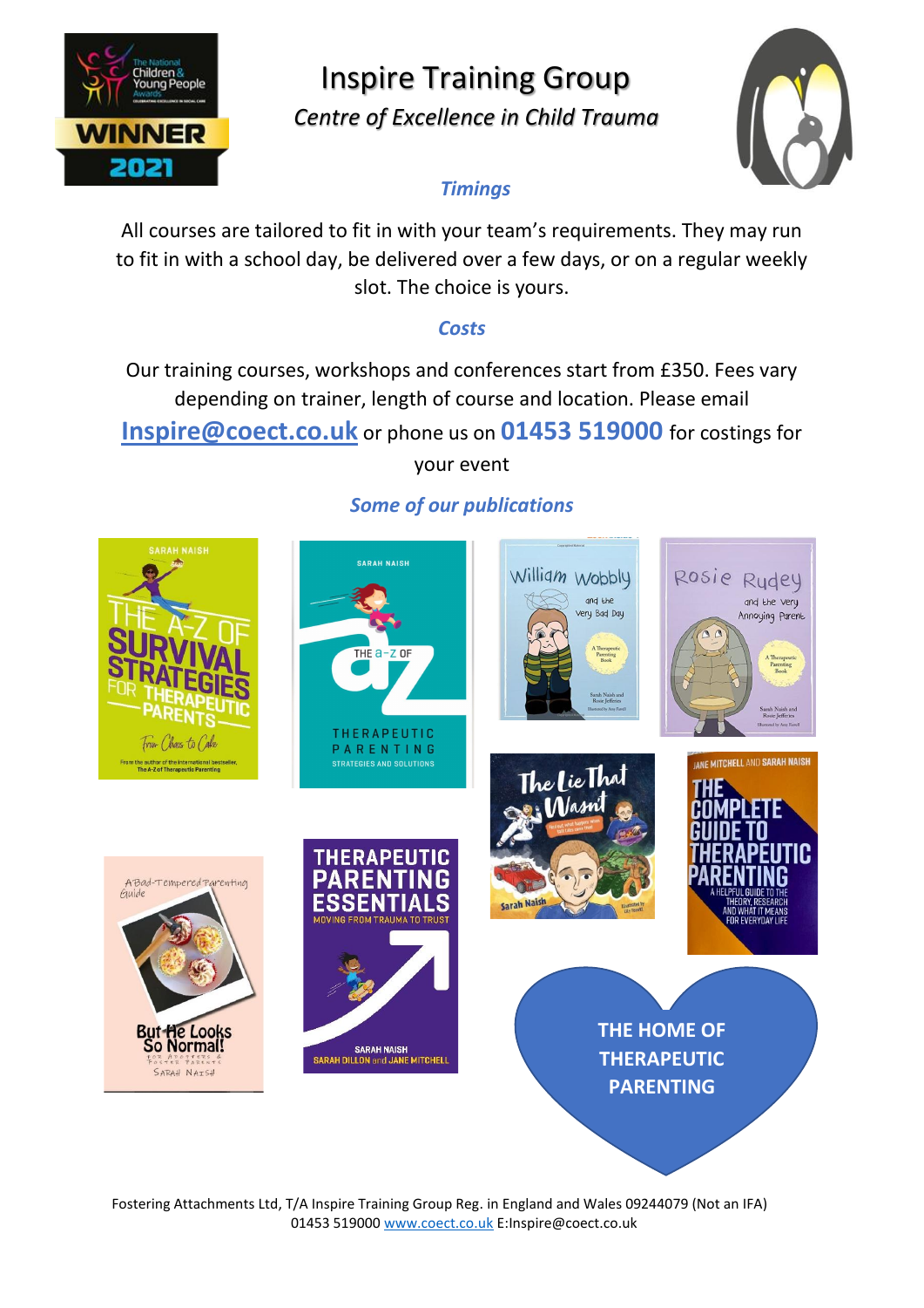# Inspire Training Group

*Centre of Excellence in Child Trauma*

## *Timings*

All courses are tailored to fit in with your team's requirements. They may run to fit in with a school day, be delivered over a few days, or on a regular weekly slot. The choice is yours.

## *Costs*

Our training courses, workshops and conferences start from £350. Fees vary depending on trainer, length of course and location. Please email **Inspire@coect.co.uk** or phone us on **01453 519000** for costings for your event

## *Some of our publications*

THE HOME OF THERAPEUTIC PARENTING

Fostering Attachments Ltd, T/A Inspire Training Group Reg. in England and Wales 09244079 (Not an IFA)
01453 519000 www.coect.co.uk E:Inspire@coect.co.uk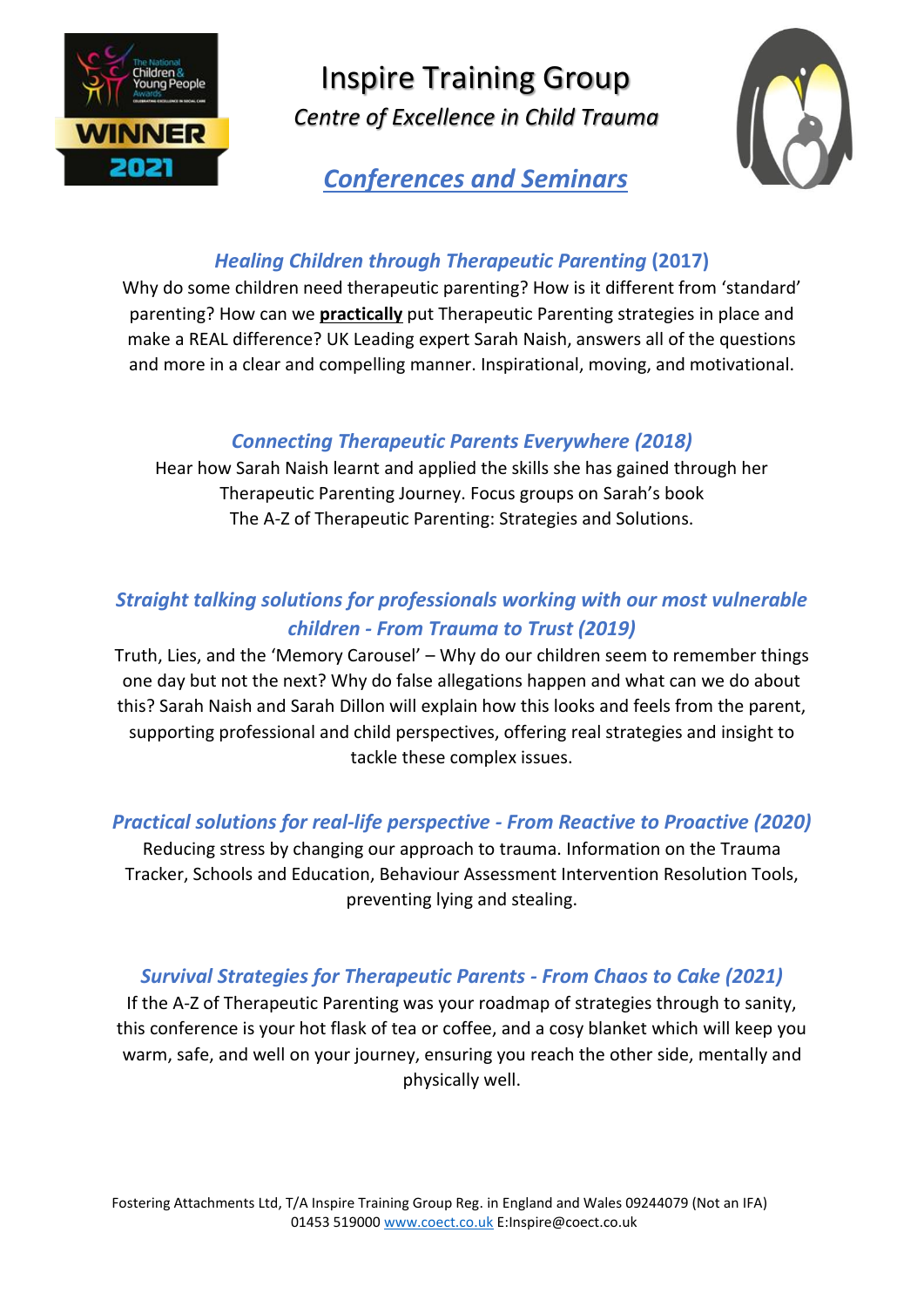# Inspire Training Group

*Centre of Excellence in Child Trauma*

## *Conferences and Seminars*

### *Healing Children through Therapeutic Parenting* (2017)

Why do some children need therapeutic parenting? How is it different from 'standard' parenting? How can we **practically** put Therapeutic Parenting strategies in place and make a REAL difference? UK Leading expert Sarah Naish, answers all of the questions and more in a clear and compelling manner. Inspirational, moving, and motivational.

### *Connecting Therapeutic Parents Everywhere (2018)*

Hear how Sarah Naish learnt and applied the skills she has gained through her Therapeutic Parenting Journey. Focus groups on Sarah's book The A-Z of Therapeutic Parenting: Strategies and Solutions.

### *Straight talking solutions for professionals working with our most vulnerable children - From Trauma to Trust (2019)*

Truth, Lies, and the 'Memory Carousel' – Why do our children seem to remember things one day but not the next? Why do false allegations happen and what can we do about this? Sarah Naish and Sarah Dillon will explain how this looks and feels from the parent, supporting professional and child perspectives, offering real strategies and insight to tackle these complex issues.

### *Practical solutions for real-life perspective - From Reactive to Proactive (2020)*

Reducing stress by changing our approach to trauma. Information on the Trauma Tracker, Schools and Education, Behaviour Assessment Intervention Resolution Tools, preventing lying and stealing.

### *Survival Strategies for Therapeutic Parents - From Chaos to Cake (2021)*

If the A-Z of Therapeutic Parenting was your roadmap of strategies through to sanity, this conference is your hot flask of tea or coffee, and a cosy blanket which will keep you warm, safe, and well on your journey, ensuring you reach the other side, mentally and physically well.

Fostering Attachments Ltd, T/A Inspire Training Group Reg. in England and Wales 09244079 (Not an IFA)
01453 519000 www.coect.co.uk E:Inspire@coect.co.uk